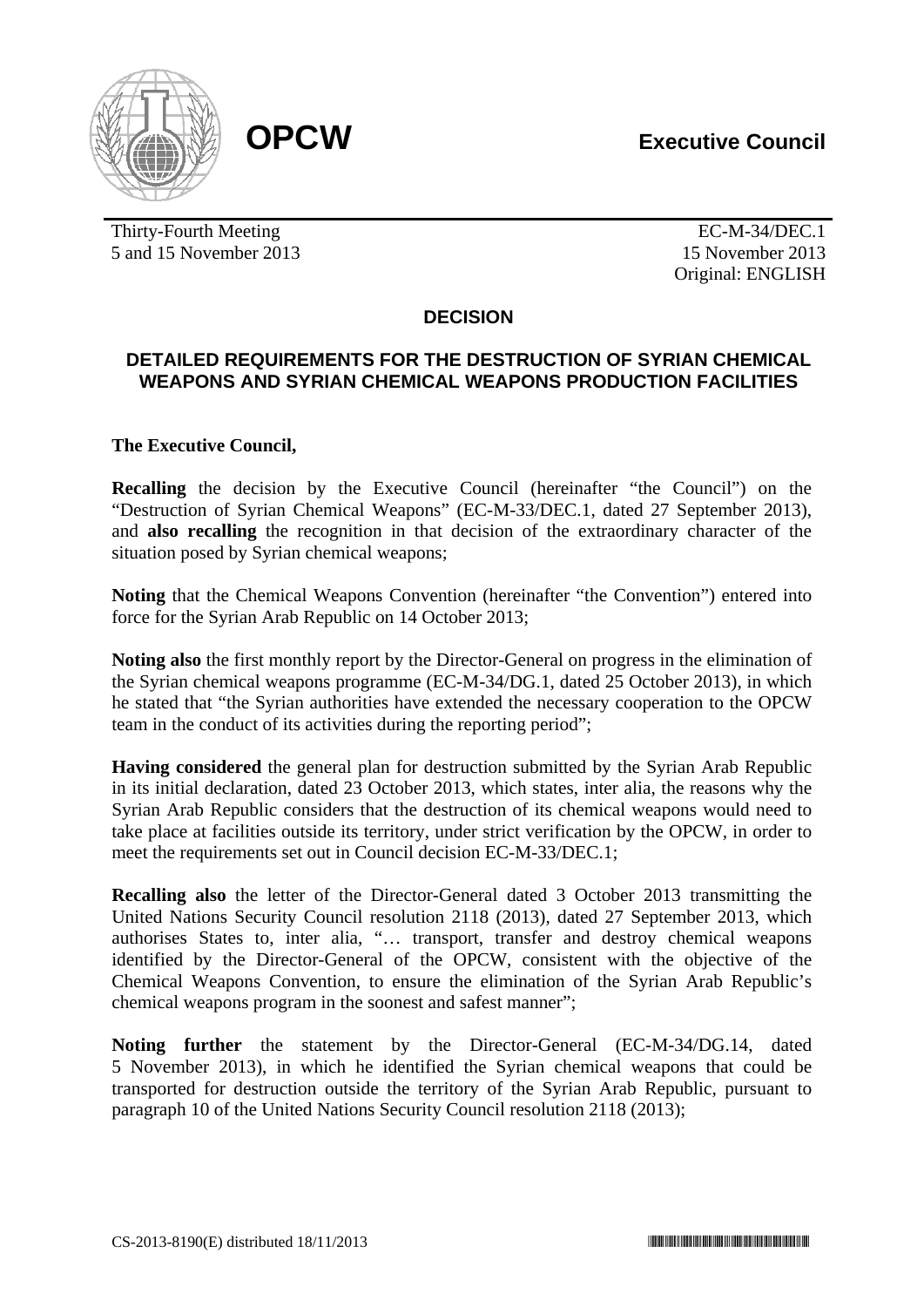**OPCW** **Executive Council**

Thirty-Fourth Meeting
5 and 15 November 2013

EC-M-34/DEC.1
15 November 2013
Original: ENGLISH

## DECISION

## DETAILED REQUIREMENTS FOR THE DESTRUCTION OF SYRIAN CHEMICAL WEAPONS AND SYRIAN CHEMICAL WEAPONS PRODUCTION FACILITIES

**The Executive Council,**

**Recalling** the decision by the Executive Council (hereinafter "the Council") on the "Destruction of Syrian Chemical Weapons" (EC-M-33/DEC.1, dated 27 September 2013), and **also recalling** the recognition in that decision of the extraordinary character of the situation posed by Syrian chemical weapons;

**Noting** that the Chemical Weapons Convention (hereinafter "the Convention") entered into force for the Syrian Arab Republic on 14 October 2013;

**Noting also** the first monthly report by the Director-General on progress in the elimination of the Syrian chemical weapons programme (EC-M-34/DG.1, dated 25 October 2013), in which he stated that "the Syrian authorities have extended the necessary cooperation to the OPCW team in the conduct of its activities during the reporting period";

**Having considered** the general plan for destruction submitted by the Syrian Arab Republic in its initial declaration, dated 23 October 2013, which states, inter alia, the reasons why the Syrian Arab Republic considers that the destruction of its chemical weapons would need to take place at facilities outside its territory, under strict verification by the OPCW, in order to meet the requirements set out in Council decision EC-M-33/DEC.1;

**Recalling also** the letter of the Director-General dated 3 October 2013 transmitting the United Nations Security Council resolution 2118 (2013), dated 27 September 2013, which authorises States to, inter alia, "… transport, transfer and destroy chemical weapons identified by the Director-General of the OPCW, consistent with the objective of the Chemical Weapons Convention, to ensure the elimination of the Syrian Arab Republic's chemical weapons program in the soonest and safest manner";

**Noting further** the statement by the Director-General (EC-M-34/DG.14, dated 5 November 2013), in which he identified the Syrian chemical weapons that could be transported for destruction outside the territory of the Syrian Arab Republic, pursuant to paragraph 10 of the United Nations Security Council resolution 2118 (2013);

CS-2013-8190(E) distributed 18/11/2013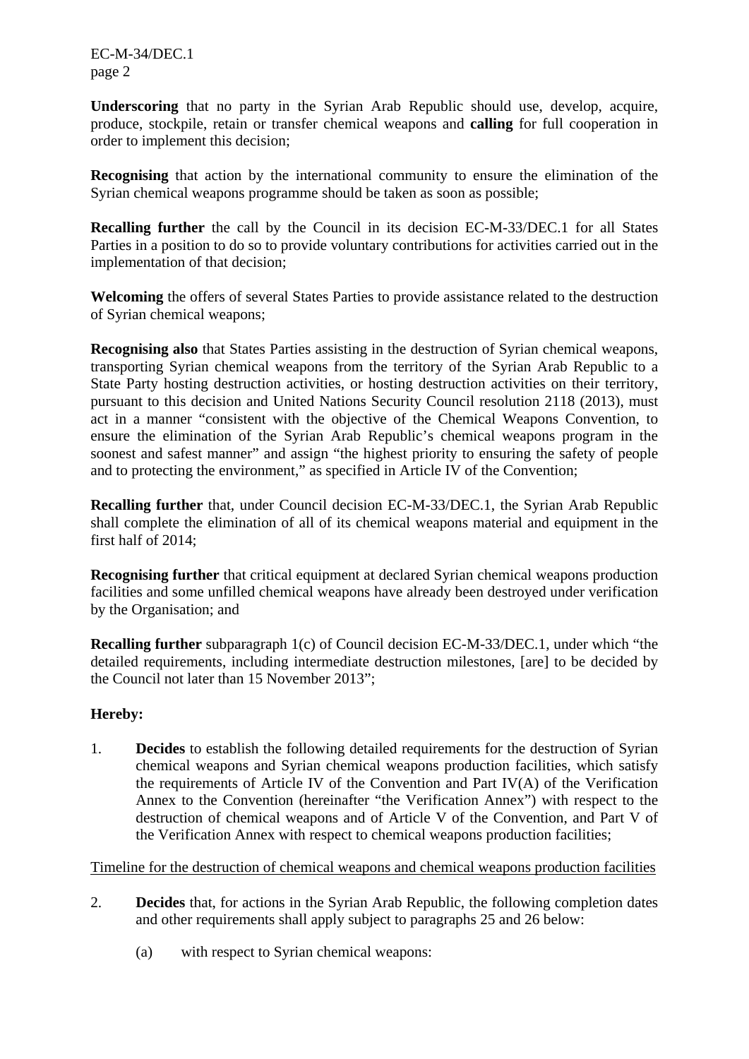**Underscoring** that no party in the Syrian Arab Republic should use, develop, acquire, produce, stockpile, retain or transfer chemical weapons and **calling** for full cooperation in order to implement this decision;

**Recognising** that action by the international community to ensure the elimination of the Syrian chemical weapons programme should be taken as soon as possible;

**Recalling further** the call by the Council in its decision EC-M-33/DEC.1 for all States Parties in a position to do so to provide voluntary contributions for activities carried out in the implementation of that decision;

**Welcoming** the offers of several States Parties to provide assistance related to the destruction of Syrian chemical weapons;

**Recognising also** that States Parties assisting in the destruction of Syrian chemical weapons, transporting Syrian chemical weapons from the territory of the Syrian Arab Republic to a State Party hosting destruction activities, or hosting destruction activities on their territory, pursuant to this decision and United Nations Security Council resolution 2118 (2013), must act in a manner "consistent with the objective of the Chemical Weapons Convention, to ensure the elimination of the Syrian Arab Republic's chemical weapons program in the soonest and safest manner" and assign "the highest priority to ensuring the safety of people and to protecting the environment," as specified in Article IV of the Convention;

**Recalling further** that, under Council decision EC-M-33/DEC.1, the Syrian Arab Republic shall complete the elimination of all of its chemical weapons material and equipment in the first half of 2014;

**Recognising further** that critical equipment at declared Syrian chemical weapons production facilities and some unfilled chemical weapons have already been destroyed under verification by the Organisation; and

**Recalling further** subparagraph 1(c) of Council decision EC-M-33/DEC.1, under which "the detailed requirements, including intermediate destruction milestones, [are] to be decided by the Council not later than 15 November 2013";

**Hereby:**

1. **Decides** to establish the following detailed requirements for the destruction of Syrian chemical weapons and Syrian chemical weapons production facilities, which satisfy the requirements of Article IV of the Convention and Part IV(A) of the Verification Annex to the Convention (hereinafter "the Verification Annex") with respect to the destruction of chemical weapons and of Article V of the Convention, and Part V of the Verification Annex with respect to chemical weapons production facilities;

<u>Timeline for the destruction of chemical weapons and chemical weapons production facilities</u>

2. **Decides** that, for actions in the Syrian Arab Republic, the following completion dates and other requirements shall apply subject to paragraphs 25 and 26 below:

   (a) with respect to Syrian chemical weapons: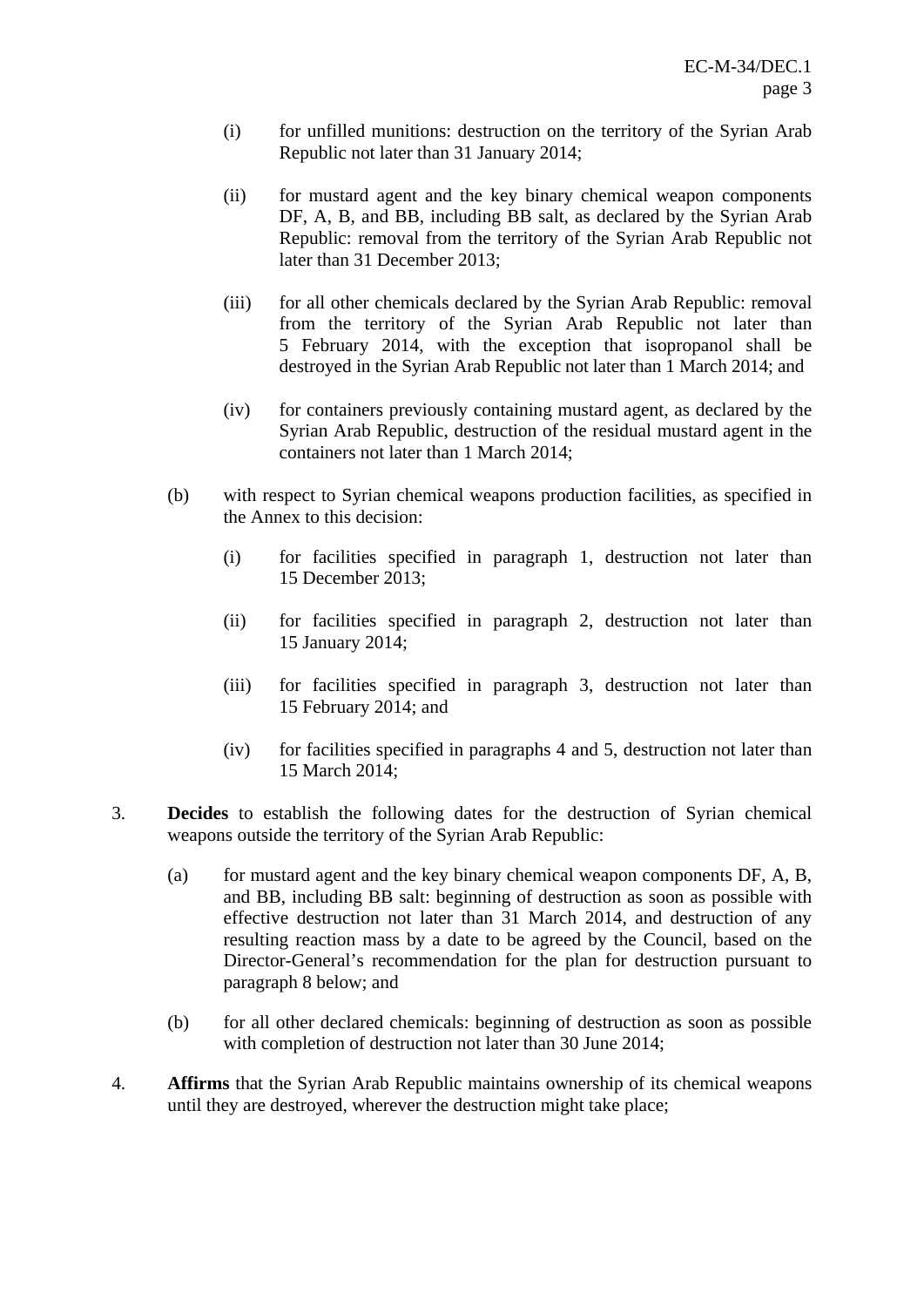(i) for unfilled munitions: destruction on the territory of the Syrian Arab Republic not later than 31 January 2014;

(ii) for mustard agent and the key binary chemical weapon components DF, A, B, and BB, including BB salt, as declared by the Syrian Arab Republic: removal from the territory of the Syrian Arab Republic not later than 31 December 2013;

(iii) for all other chemicals declared by the Syrian Arab Republic: removal from the territory of the Syrian Arab Republic not later than 5 February 2014, with the exception that isopropanol shall be destroyed in the Syrian Arab Republic not later than 1 March 2014; and

(iv) for containers previously containing mustard agent, as declared by the Syrian Arab Republic, destruction of the residual mustard agent in the containers not later than 1 March 2014;

(b) with respect to Syrian chemical weapons production facilities, as specified in the Annex to this decision:

(i) for facilities specified in paragraph 1, destruction not later than 15 December 2013;

(ii) for facilities specified in paragraph 2, destruction not later than 15 January 2014;

(iii) for facilities specified in paragraph 3, destruction not later than 15 February 2014; and

(iv) for facilities specified in paragraphs 4 and 5, destruction not later than 15 March 2014;

3. **Decides** to establish the following dates for the destruction of Syrian chemical weapons outside the territory of the Syrian Arab Republic:

(a) for mustard agent and the key binary chemical weapon components DF, A, B, and BB, including BB salt: beginning of destruction as soon as possible with effective destruction not later than 31 March 2014, and destruction of any resulting reaction mass by a date to be agreed by the Council, based on the Director-General's recommendation for the plan for destruction pursuant to paragraph 8 below; and

(b) for all other declared chemicals: beginning of destruction as soon as possible with completion of destruction not later than 30 June 2014;

4. **Affirms** that the Syrian Arab Republic maintains ownership of its chemical weapons until they are destroyed, wherever the destruction might take place;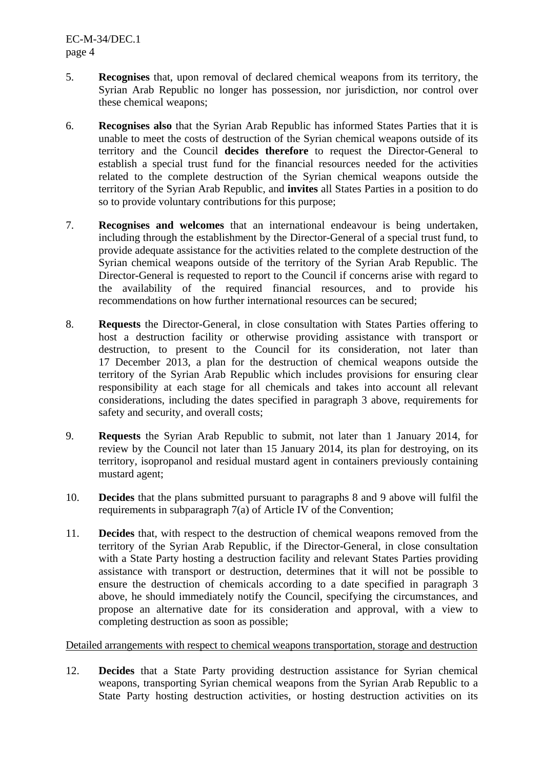5. **Recognises** that, upon removal of declared chemical weapons from its territory, the Syrian Arab Republic no longer has possession, nor jurisdiction, nor control over these chemical weapons;

6. **Recognises also** that the Syrian Arab Republic has informed States Parties that it is unable to meet the costs of destruction of the Syrian chemical weapons outside of its territory and the Council **decides therefore** to request the Director-General to establish a special trust fund for the financial resources needed for the activities related to the complete destruction of the Syrian chemical weapons outside the territory of the Syrian Arab Republic, and **invites** all States Parties in a position to do so to provide voluntary contributions for this purpose;

7. **Recognises and welcomes** that an international endeavour is being undertaken, including through the establishment by the Director-General of a special trust fund, to provide adequate assistance for the activities related to the complete destruction of the Syrian chemical weapons outside of the territory of the Syrian Arab Republic. The Director-General is requested to report to the Council if concerns arise with regard to the availability of the required financial resources, and to provide his recommendations on how further international resources can be secured;

8. **Requests** the Director-General, in close consultation with States Parties offering to host a destruction facility or otherwise providing assistance with transport or destruction, to present to the Council for its consideration, not later than 17 December 2013, a plan for the destruction of chemical weapons outside the territory of the Syrian Arab Republic which includes provisions for ensuring clear responsibility at each stage for all chemicals and takes into account all relevant considerations, including the dates specified in paragraph 3 above, requirements for safety and security, and overall costs;

9. **Requests** the Syrian Arab Republic to submit, not later than 1 January 2014, for review by the Council not later than 15 January 2014, its plan for destroying, on its territory, isopropanol and residual mustard agent in containers previously containing mustard agent;

10. **Decides** that the plans submitted pursuant to paragraphs 8 and 9 above will fulfil the requirements in subparagraph 7(a) of Article IV of the Convention;

11. **Decides** that, with respect to the destruction of chemical weapons removed from the territory of the Syrian Arab Republic, if the Director-General, in close consultation with a State Party hosting a destruction facility and relevant States Parties providing assistance with transport or destruction, determines that it will not be possible to ensure the destruction of chemicals according to a date specified in paragraph 3 above, he should immediately notify the Council, specifying the circumstances, and propose an alternative date for its consideration and approval, with a view to completing destruction as soon as possible;

Detailed arrangements with respect to chemical weapons transportation, storage and destruction

12. **Decides** that a State Party providing destruction assistance for Syrian chemical weapons, transporting Syrian chemical weapons from the Syrian Arab Republic to a State Party hosting destruction activities, or hosting destruction activities on its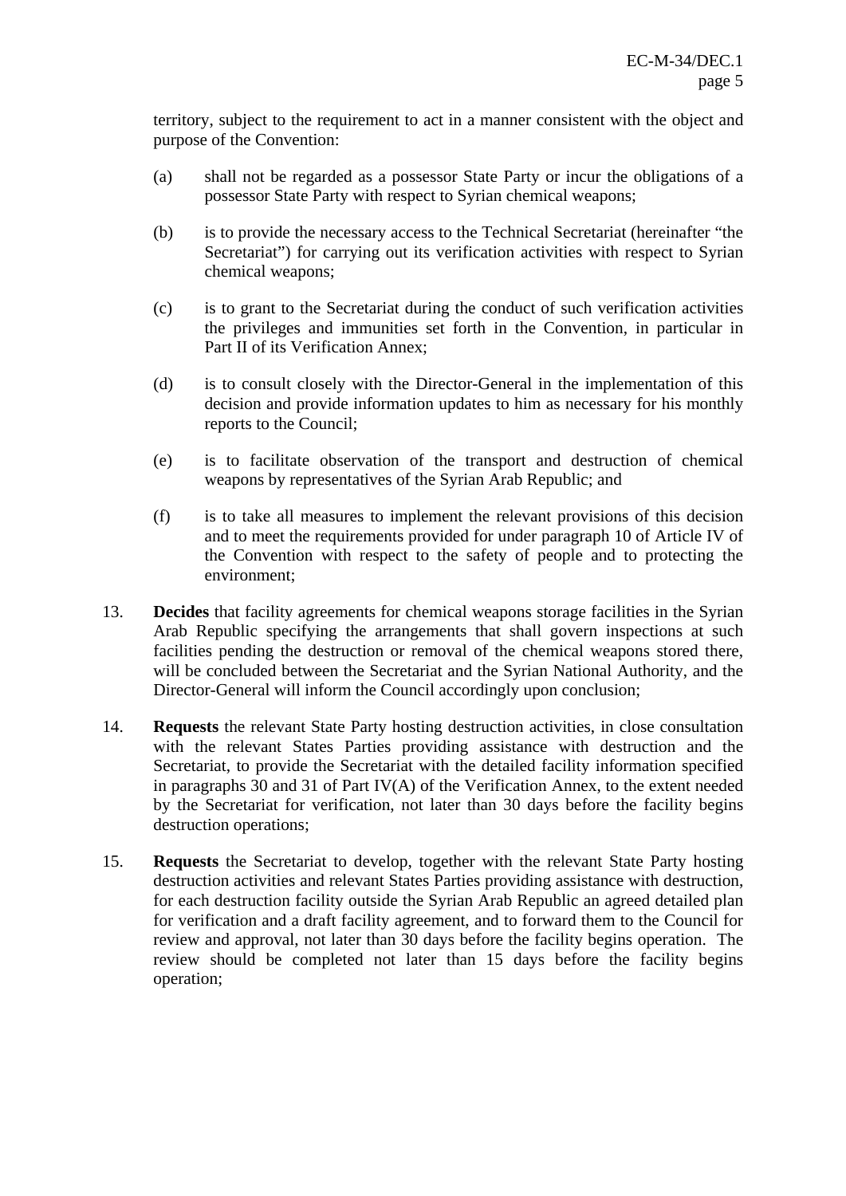territory, subject to the requirement to act in a manner consistent with the object and purpose of the Convention:

(a) shall not be regarded as a possessor State Party or incur the obligations of a possessor State Party with respect to Syrian chemical weapons;

(b) is to provide the necessary access to the Technical Secretariat (hereinafter "the Secretariat") for carrying out its verification activities with respect to Syrian chemical weapons;

(c) is to grant to the Secretariat during the conduct of such verification activities the privileges and immunities set forth in the Convention, in particular in Part II of its Verification Annex;

(d) is to consult closely with the Director-General in the implementation of this decision and provide information updates to him as necessary for his monthly reports to the Council;

(e) is to facilitate observation of the transport and destruction of chemical weapons by representatives of the Syrian Arab Republic; and

(f) is to take all measures to implement the relevant provisions of this decision and to meet the requirements provided for under paragraph 10 of Article IV of the Convention with respect to the safety of people and to protecting the environment;

13. **Decides** that facility agreements for chemical weapons storage facilities in the Syrian Arab Republic specifying the arrangements that shall govern inspections at such facilities pending the destruction or removal of the chemical weapons stored there, will be concluded between the Secretariat and the Syrian National Authority, and the Director-General will inform the Council accordingly upon conclusion;

14. **Requests** the relevant State Party hosting destruction activities, in close consultation with the relevant States Parties providing assistance with destruction and the Secretariat, to provide the Secretariat with the detailed facility information specified in paragraphs 30 and 31 of Part IV(A) of the Verification Annex, to the extent needed by the Secretariat for verification, not later than 30 days before the facility begins destruction operations;

15. **Requests** the Secretariat to develop, together with the relevant State Party hosting destruction activities and relevant States Parties providing assistance with destruction, for each destruction facility outside the Syrian Arab Republic an agreed detailed plan for verification and a draft facility agreement, and to forward them to the Council for review and approval, not later than 30 days before the facility begins operation. The review should be completed not later than 15 days before the facility begins operation;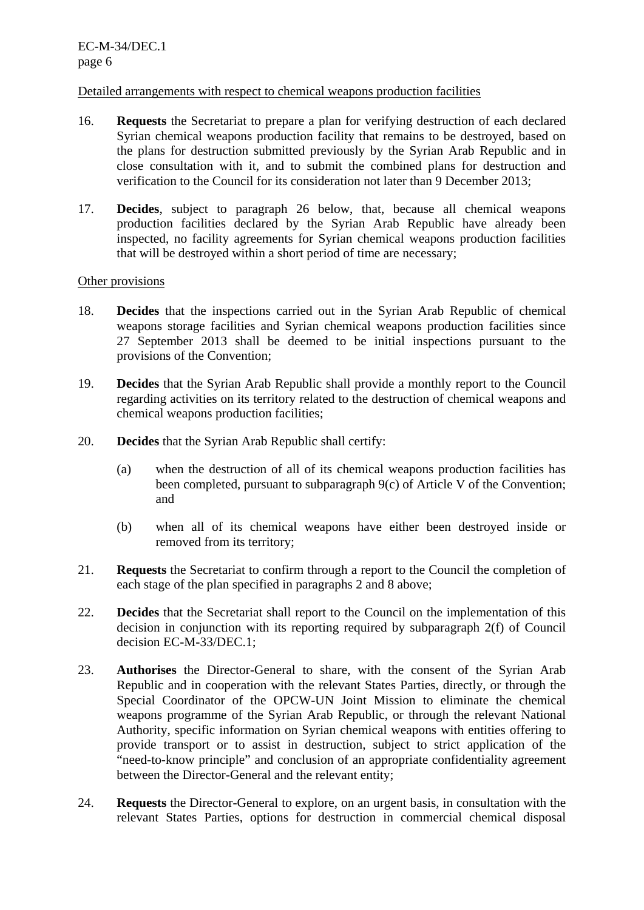Detailed arrangements with respect to chemical weapons production facilities

16. **Requests** the Secretariat to prepare a plan for verifying destruction of each declared Syrian chemical weapons production facility that remains to be destroyed, based on the plans for destruction submitted previously by the Syrian Arab Republic and in close consultation with it, and to submit the combined plans for destruction and verification to the Council for its consideration not later than 9 December 2013;

17. **Decides**, subject to paragraph 26 below, that, because all chemical weapons production facilities declared by the Syrian Arab Republic have already been inspected, no facility agreements for Syrian chemical weapons production facilities that will be destroyed within a short period of time are necessary;

Other provisions

18. **Decides** that the inspections carried out in the Syrian Arab Republic of chemical weapons storage facilities and Syrian chemical weapons production facilities since 27 September 2013 shall be deemed to be initial inspections pursuant to the provisions of the Convention;

19. **Decides** that the Syrian Arab Republic shall provide a monthly report to the Council regarding activities on its territory related to the destruction of chemical weapons and chemical weapons production facilities;

20. **Decides** that the Syrian Arab Republic shall certify:

    (a) when the destruction of all of its chemical weapons production facilities has been completed, pursuant to subparagraph 9(c) of Article V of the Convention; and

    (b) when all of its chemical weapons have either been destroyed inside or removed from its territory;

21. **Requests** the Secretariat to confirm through a report to the Council the completion of each stage of the plan specified in paragraphs 2 and 8 above;

22. **Decides** that the Secretariat shall report to the Council on the implementation of this decision in conjunction with its reporting required by subparagraph 2(f) of Council decision EC-M-33/DEC.1;

23. **Authorises** the Director-General to share, with the consent of the Syrian Arab Republic and in cooperation with the relevant States Parties, directly, or through the Special Coordinator of the OPCW-UN Joint Mission to eliminate the chemical weapons programme of the Syrian Arab Republic, or through the relevant National Authority, specific information on Syrian chemical weapons with entities offering to provide transport or to assist in destruction, subject to strict application of the "need-to-know principle" and conclusion of an appropriate confidentiality agreement between the Director-General and the relevant entity;

24. **Requests** the Director-General to explore, on an urgent basis, in consultation with the relevant States Parties, options for destruction in commercial chemical disposal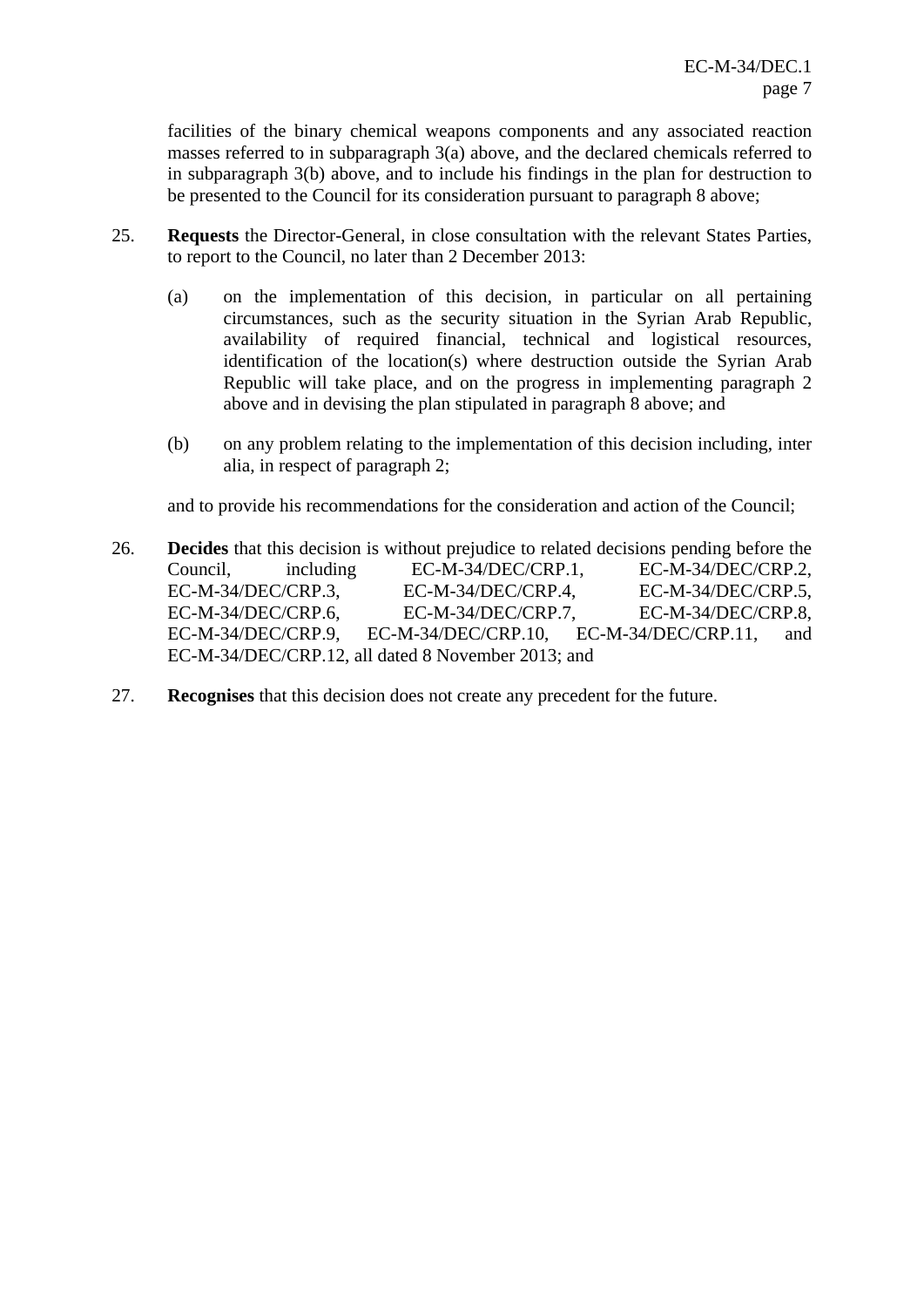facilities of the binary chemical weapons components and any associated reaction masses referred to in subparagraph 3(a) above, and the declared chemicals referred to in subparagraph 3(b) above, and to include his findings in the plan for destruction to be presented to the Council for its consideration pursuant to paragraph 8 above;

25. **Requests** the Director-General, in close consultation with the relevant States Parties, to report to the Council, no later than 2 December 2013:

    (a) on the implementation of this decision, in particular on all pertaining circumstances, such as the security situation in the Syrian Arab Republic, availability of required financial, technical and logistical resources, identification of the location(s) where destruction outside the Syrian Arab Republic will take place, and on the progress in implementing paragraph 2 above and in devising the plan stipulated in paragraph 8 above; and

    (b) on any problem relating to the implementation of this decision including, inter alia, in respect of paragraph 2;

    and to provide his recommendations for the consideration and action of the Council;

26. **Decides** that this decision is without prejudice to related decisions pending before the Council, including EC-M-34/DEC/CRP.1, EC-M-34/DEC/CRP.2, EC-M-34/DEC/CRP.3, EC-M-34/DEC/CRP.4, EC-M-34/DEC/CRP.5, EC-M-34/DEC/CRP.6, EC-M-34/DEC/CRP.7, EC-M-34/DEC/CRP.8, EC-M-34/DEC/CRP.9, EC-M-34/DEC/CRP.10, EC-M-34/DEC/CRP.11, and EC-M-34/DEC/CRP.12, all dated 8 November 2013; and

27. **Recognises** that this decision does not create any precedent for the future.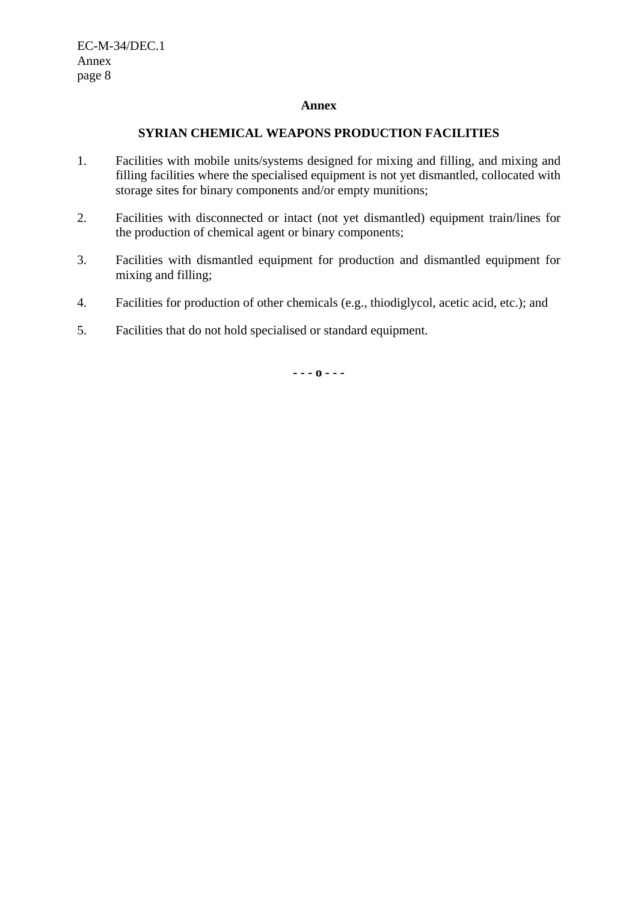## Annex

## SYRIAN CHEMICAL WEAPONS PRODUCTION FACILITIES

1. Facilities with mobile units/systems designed for mixing and filling, and mixing and filling facilities where the specialised equipment is not yet dismantled, collocated with storage sites for binary components and/or empty munitions;

2. Facilities with disconnected or intact (not yet dismantled) equipment train/lines for the production of chemical agent or binary components;

3. Facilities with dismantled equipment for production and dismantled equipment for mixing and filling;

4. Facilities for production of other chemicals (e.g., thiodiglycol, acetic acid, etc.); and

5. Facilities that do not hold specialised or standard equipment.

**- - - o - - -**